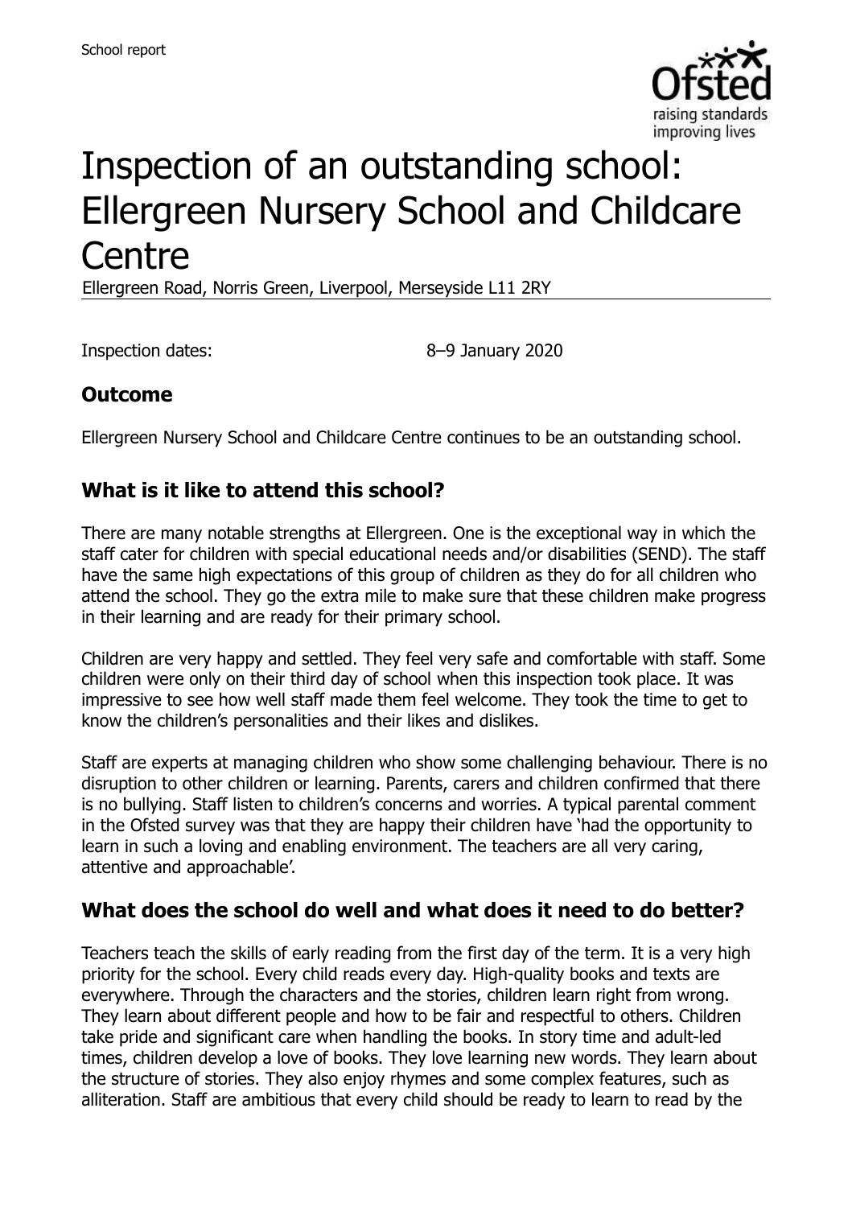# Inspection of an outstanding school: Ellergreen Nursery School and Childcare Centre

Ellergreen Road, Norris Green, Liverpool, Merseyside L11 2RY

Inspection dates: 8–9 January 2020

## Outcome

Ellergreen Nursery School and Childcare Centre continues to be an outstanding school.

## What is it like to attend this school?

There are many notable strengths at Ellergreen. One is the exceptional way in which the staff cater for children with special educational needs and/or disabilities (SEND). The staff have the same high expectations of this group of children as they do for all children who attend the school. They go the extra mile to make sure that these children make progress in their learning and are ready for their primary school.

Children are very happy and settled. They feel very safe and comfortable with staff. Some children were only on their third day of school when this inspection took place. It was impressive to see how well staff made them feel welcome. They took the time to get to know the children's personalities and their likes and dislikes.

Staff are experts at managing children who show some challenging behaviour. There is no disruption to other children or learning. Parents, carers and children confirmed that there is no bullying. Staff listen to children's concerns and worries. A typical parental comment in the Ofsted survey was that they are happy their children have 'had the opportunity to learn in such a loving and enabling environment. The teachers are all very caring, attentive and approachable'.

## What does the school do well and what does it need to do better?

Teachers teach the skills of early reading from the first day of the term. It is a very high priority for the school. Every child reads every day. High-quality books and texts are everywhere. Through the characters and the stories, children learn right from wrong. They learn about different people and how to be fair and respectful to others. Children take pride and significant care when handling the books. In story time and adult-led times, children develop a love of books. They love learning new words. They learn about the structure of stories. They also enjoy rhymes and some complex features, such as alliteration. Staff are ambitious that every child should be ready to learn to read by the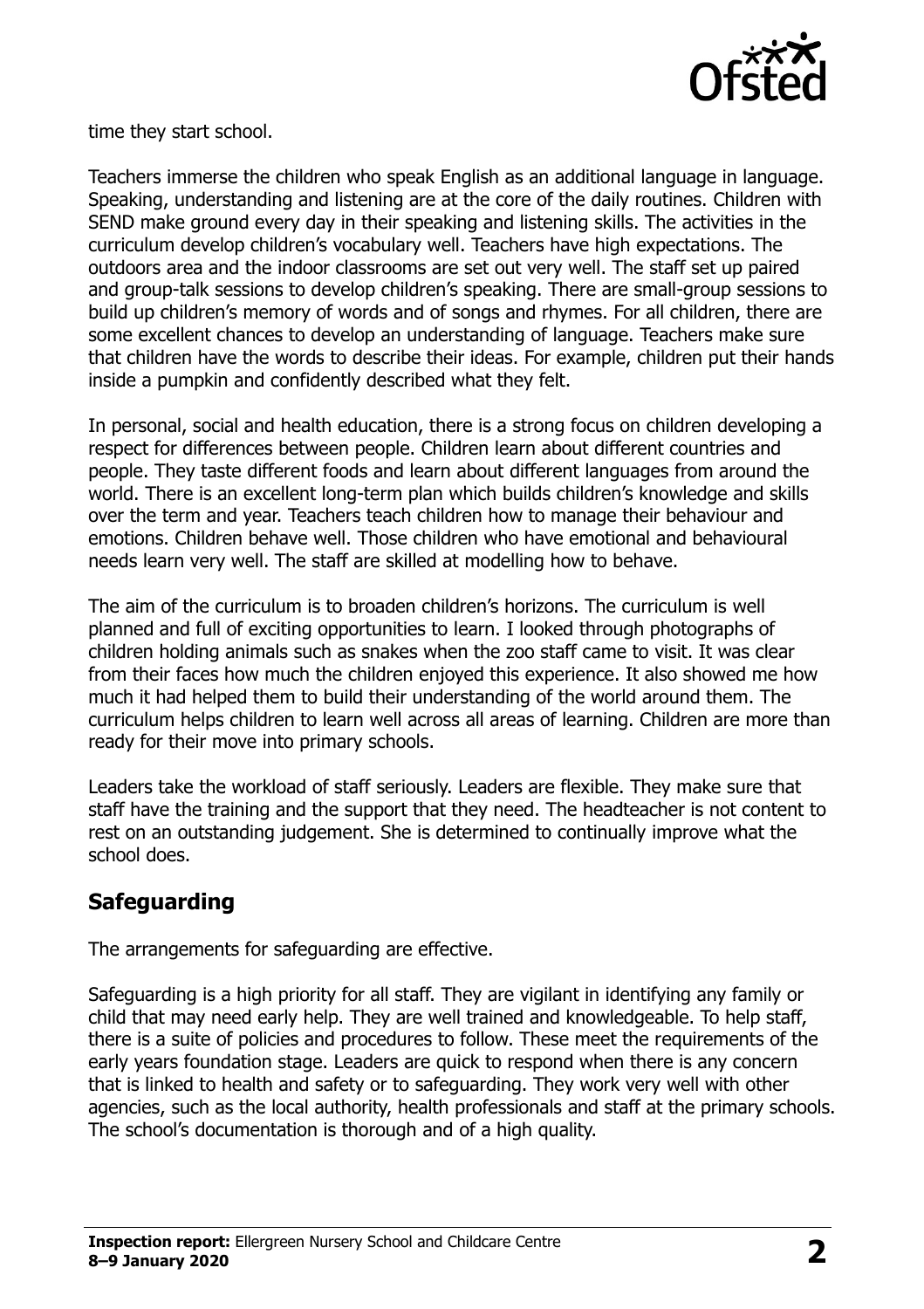time they start school.

Teachers immerse the children who speak English as an additional language in language. Speaking, understanding and listening are at the core of the daily routines. Children with SEND make ground every day in their speaking and listening skills. The activities in the curriculum develop children's vocabulary well. Teachers have high expectations. The outdoors area and the indoor classrooms are set out very well. The staff set up paired and group-talk sessions to develop children's speaking. There are small-group sessions to build up children's memory of words and of songs and rhymes. For all children, there are some excellent chances to develop an understanding of language. Teachers make sure that children have the words to describe their ideas. For example, children put their hands inside a pumpkin and confidently described what they felt.

In personal, social and health education, there is a strong focus on children developing a respect for differences between people. Children learn about different countries and people. They taste different foods and learn about different languages from around the world. There is an excellent long-term plan which builds children's knowledge and skills over the term and year. Teachers teach children how to manage their behaviour and emotions. Children behave well. Those children who have emotional and behavioural needs learn very well. The staff are skilled at modelling how to behave.

The aim of the curriculum is to broaden children's horizons. The curriculum is well planned and full of exciting opportunities to learn. I looked through photographs of children holding animals such as snakes when the zoo staff came to visit. It was clear from their faces how much the children enjoyed this experience. It also showed me how much it had helped them to build their understanding of the world around them. The curriculum helps children to learn well across all areas of learning. Children are more than ready for their move into primary schools.

Leaders take the workload of staff seriously. Leaders are flexible. They make sure that staff have the training and the support that they need. The headteacher is not content to rest on an outstanding judgement. She is determined to continually improve what the school does.

## Safeguarding

The arrangements for safeguarding are effective.

Safeguarding is a high priority for all staff. They are vigilant in identifying any family or child that may need early help. They are well trained and knowledgeable. To help staff, there is a suite of policies and procedures to follow. These meet the requirements of the early years foundation stage. Leaders are quick to respond when there is any concern that is linked to health and safety or to safeguarding. They work very well with other agencies, such as the local authority, health professionals and staff at the primary schools. The school's documentation is thorough and of a high quality.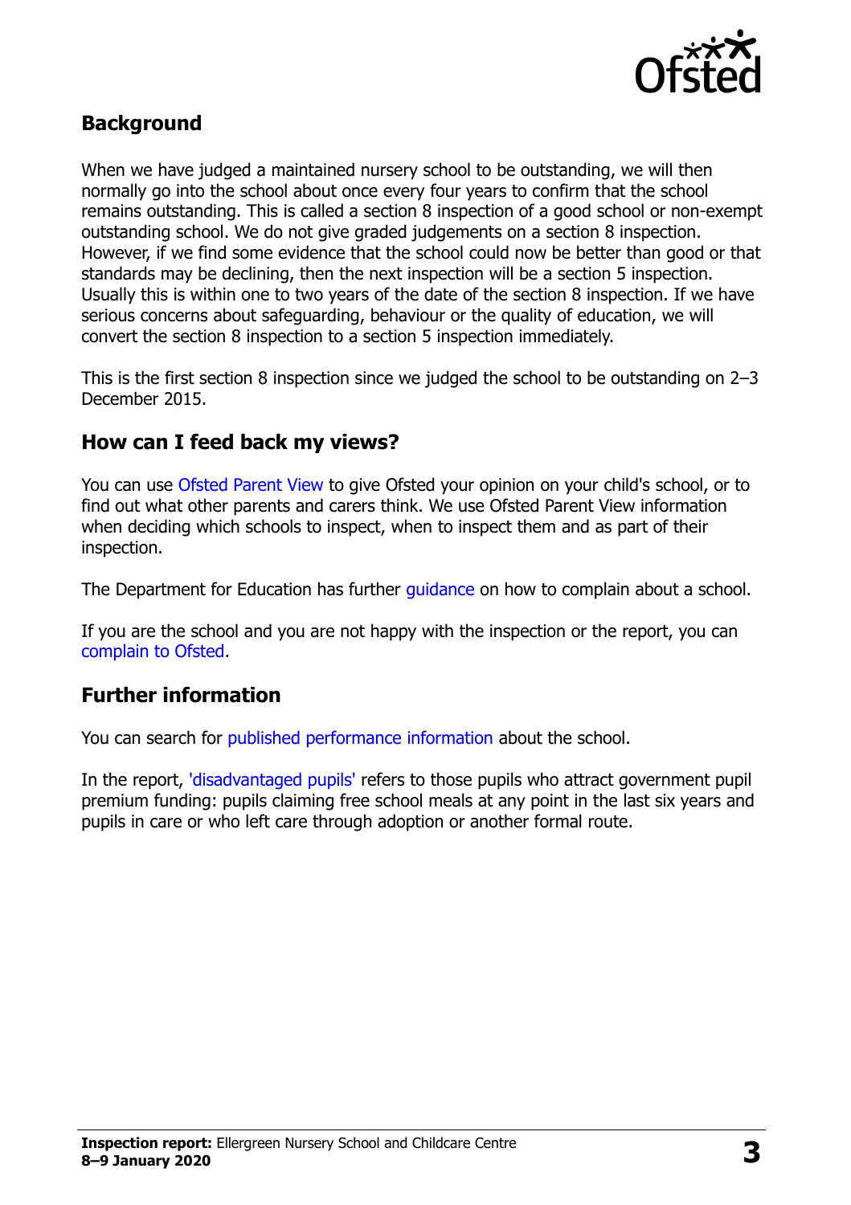## Background

When we have judged a maintained nursery school to be outstanding, we will then normally go into the school about once every four years to confirm that the school remains outstanding. This is called a section 8 inspection of a good school or non-exempt outstanding school. We do not give graded judgements on a section 8 inspection. However, if we find some evidence that the school could now be better than good or that standards may be declining, then the next inspection will be a section 5 inspection. Usually this is within one to two years of the date of the section 8 inspection. If we have serious concerns about safeguarding, behaviour or the quality of education, we will convert the section 8 inspection to a section 5 inspection immediately.

This is the first section 8 inspection since we judged the school to be outstanding on 2–3 December 2015.

## How can I feed back my views?

You can use Ofsted Parent View to give Ofsted your opinion on your child's school, or to find out what other parents and carers think. We use Ofsted Parent View information when deciding which schools to inspect, when to inspect them and as part of their inspection.

The Department for Education has further guidance on how to complain about a school.

If you are the school and you are not happy with the inspection or the report, you can complain to Ofsted.

## Further information

You can search for published performance information about the school.

In the report, 'disadvantaged pupils' refers to those pupils who attract government pupil premium funding: pupils claiming free school meals at any point in the last six years and pupils in care or who left care through adoption or another formal route.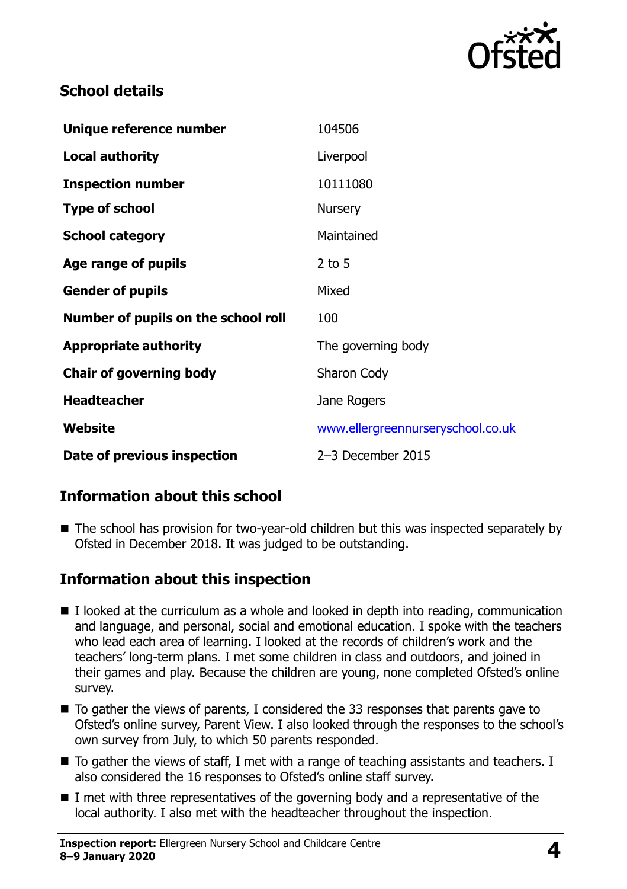## School details

| | |
|---|---|
| **Unique reference number** | 104506 |
| **Local authority** | Liverpool |
| **Inspection number** | 10111080 |
| **Type of school** | Nursery |
| **School category** | Maintained |
| **Age range of pupils** | 2 to 5 |
| **Gender of pupils** | Mixed |
| **Number of pupils on the school roll** | 100 |
| **Appropriate authority** | The governing body |
| **Chair of governing body** | Sharon Cody |
| **Headteacher** | Jane Rogers |
| **Website** | www.ellergreennurseryschool.co.uk |
| **Date of previous inspection** | 2–3 December 2015 |

## Information about this school

- The school has provision for two-year-old children but this was inspected separately by Ofsted in December 2018. It was judged to be outstanding.

## Information about this inspection

- I looked at the curriculum as a whole and looked in depth into reading, communication and language, and personal, social and emotional education. I spoke with the teachers who lead each area of learning. I looked at the records of children's work and the teachers' long-term plans. I met some children in class and outdoors, and joined in their games and play. Because the children are young, none completed Ofsted's online survey.
- To gather the views of parents, I considered the 33 responses that parents gave to Ofsted's online survey, Parent View. I also looked through the responses to the school's own survey from July, to which 50 parents responded.
- To gather the views of staff, I met with a range of teaching assistants and teachers. I also considered the 16 responses to Ofsted's online staff survey.
- I met with three representatives of the governing body and a representative of the local authority. I also met with the headteacher throughout the inspection.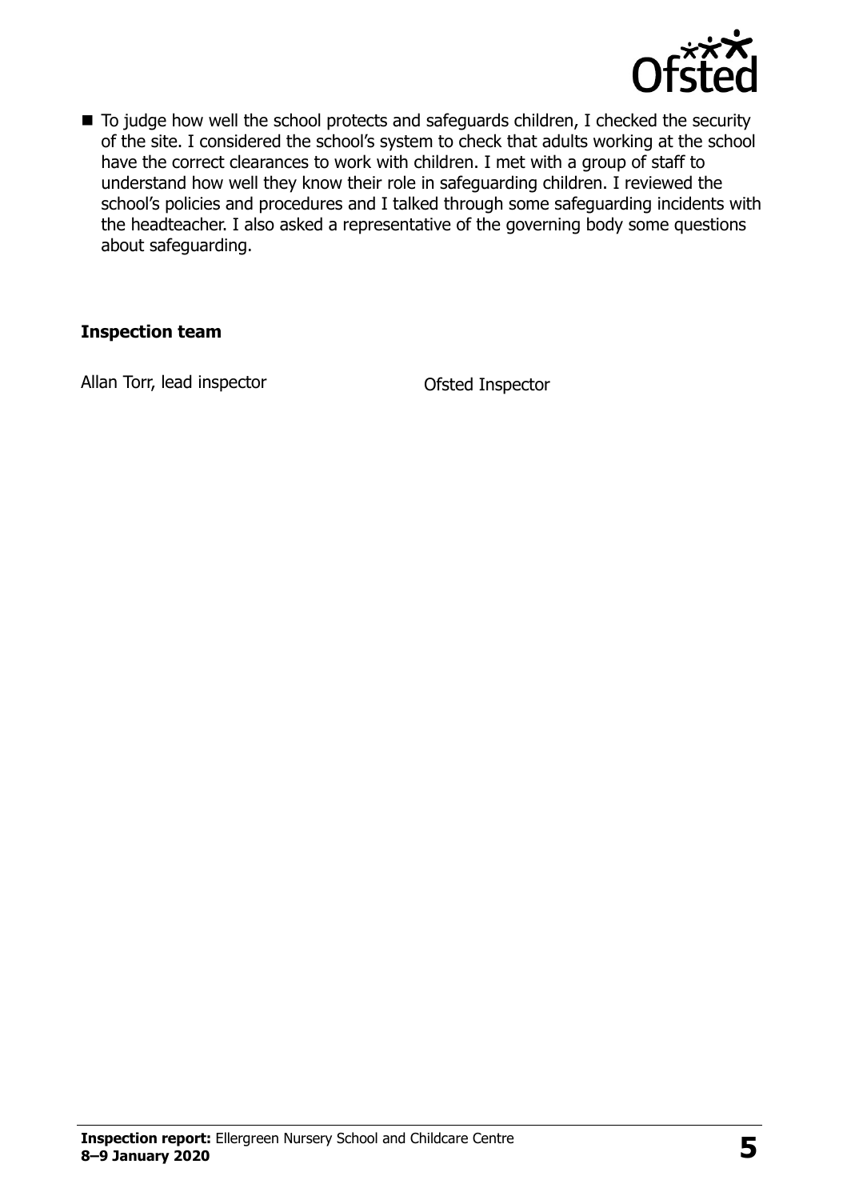- To judge how well the school protects and safeguards children, I checked the security of the site. I considered the school's system to check that adults working at the school have the correct clearances to work with children. I met with a group of staff to understand how well they know their role in safeguarding children. I reviewed the school's policies and procedures and I talked through some safeguarding incidents with the headteacher. I also asked a representative of the governing body some questions about safeguarding.

### Inspection team

| | |
|---|---|
| Allan Torr, lead inspector | Ofsted Inspector |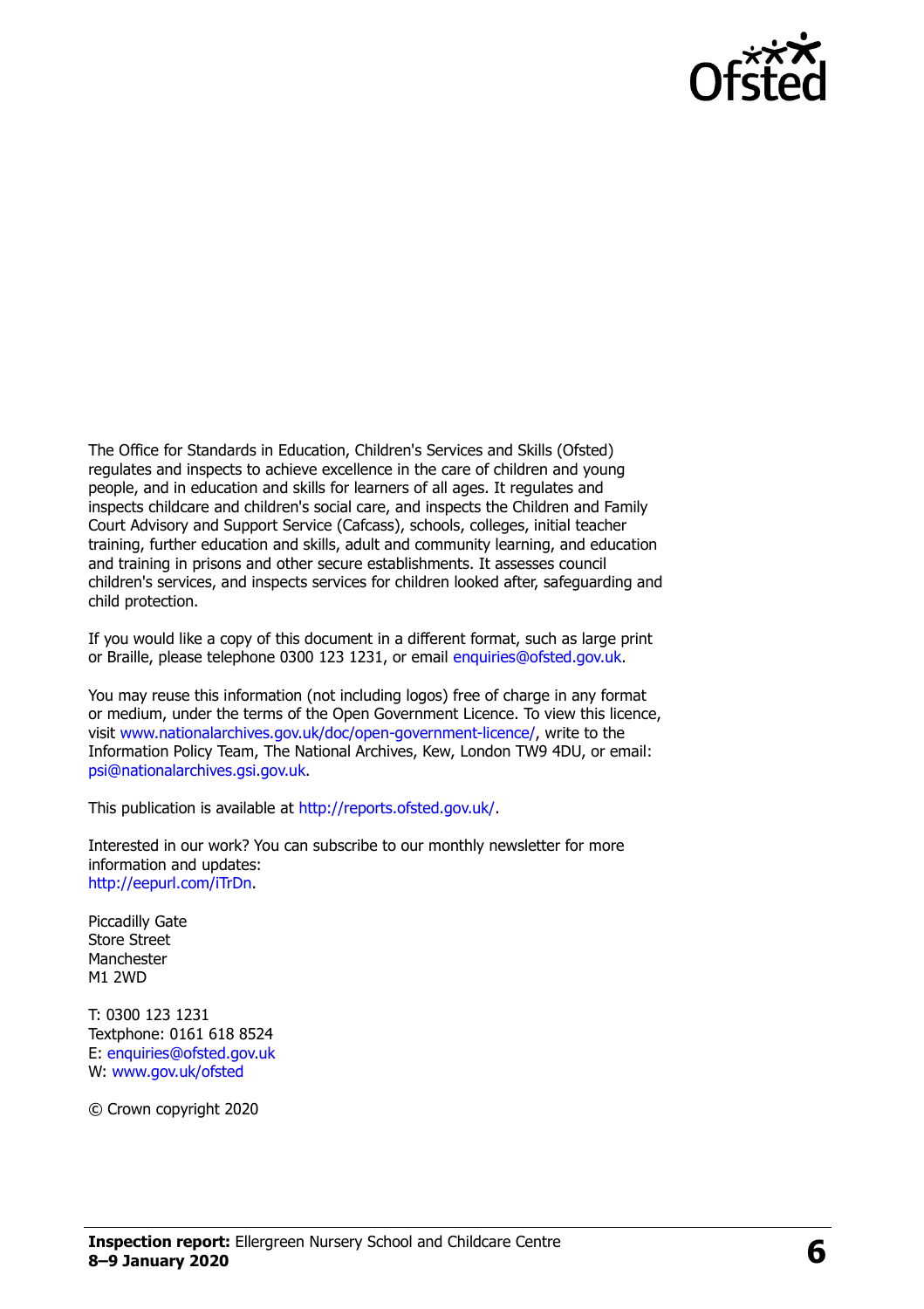The Office for Standards in Education, Children's Services and Skills (Ofsted) regulates and inspects to achieve excellence in the care of children and young people, and in education and skills for learners of all ages. It regulates and inspects childcare and children's social care, and inspects the Children and Family Court Advisory and Support Service (Cafcass), schools, colleges, initial teacher training, further education and skills, adult and community learning, and education and training in prisons and other secure establishments. It assesses council children's services, and inspects services for children looked after, safeguarding and child protection.

If you would like a copy of this document in a different format, such as large print or Braille, please telephone 0300 123 1231, or email enquiries@ofsted.gov.uk.

You may reuse this information (not including logos) free of charge in any format or medium, under the terms of the Open Government Licence. To view this licence, visit www.nationalarchives.gov.uk/doc/open-government-licence/, write to the Information Policy Team, The National Archives, Kew, London TW9 4DU, or email: psi@nationalarchives.gsi.gov.uk.

This publication is available at http://reports.ofsted.gov.uk/.

Interested in our work? You can subscribe to our monthly newsletter for more information and updates:
http://eepurl.com/iTrDn.

Piccadilly Gate
Store Street
Manchester
M1 2WD

T: 0300 123 1231
Textphone: 0161 618 8524
E: enquiries@ofsted.gov.uk
W: www.gov.uk/ofsted

© Crown copyright 2020